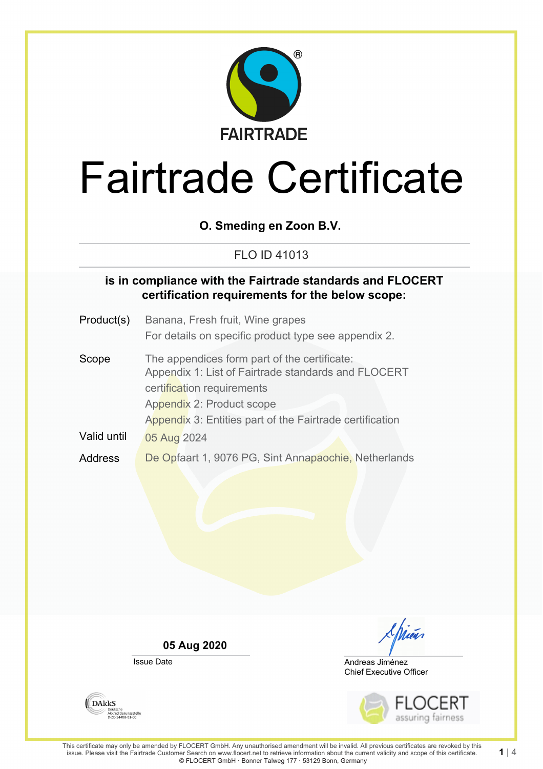FAIRTRADE

# Fairtrade Certificate

**O. Smeding en Zoon B.V.**

FLO ID 41013

**is in compliance with the Fairtrade standards and FLOCERT certification requirements for the below scope:**

| | |
|---|---|
| Product(s) | Banana, Fresh fruit, Wine grapes<br>For details on specific product type see appendix 2. |
| Scope | The appendices form part of the certificate:<br>Appendix 1: List of Fairtrade standards and FLOCERT certification requirements<br>Appendix 2: Product scope<br>Appendix 3: Entities part of the Fairtrade certification |
| Valid until | 05 Aug 2024 |
| Address | De Opfaart 1, 9076 PG, Sint Annapaochie, Netherlands |

**05 Aug 2020**
Issue Date

Andreas Jiménez
Chief Executive Officer

DAkkS Deutsche Akkreditierungsstelle D-ZE-14408-01-00

FLOCERT assuring fairness

This certificate may only be amended by FLOCERT GmbH. Any unauthorised amendment will be invalid. All previous certificates are revoked by this issue. Please visit the Fairtrade Customer Search on www.flocert.net to retrieve information about the current validity and scope of this certificate.
© FLOCERT GmbH · Bonner Talweg 177 · 53129 Bonn, Germany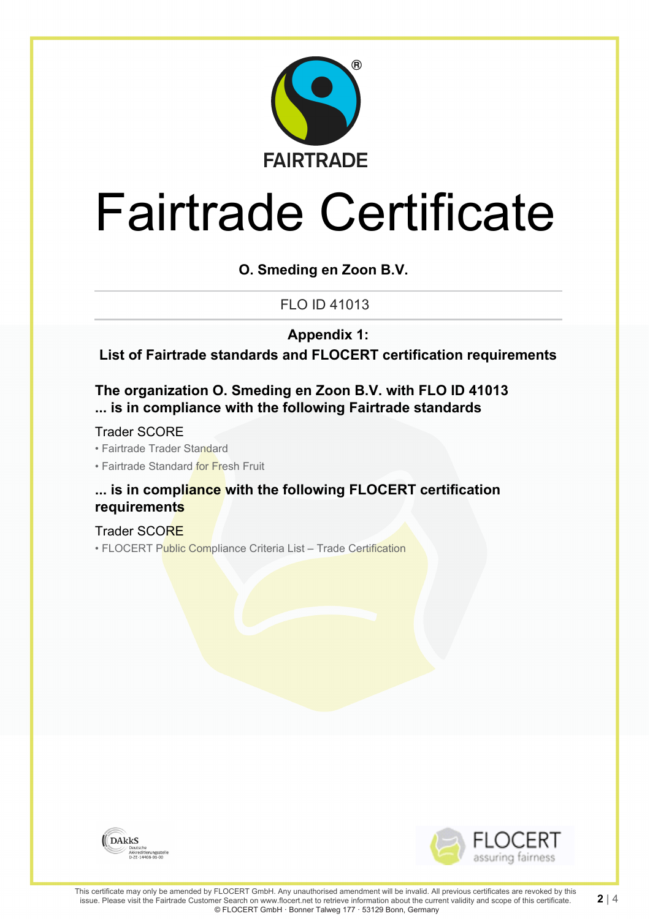FAIRTRADE

# Fairtrade Certificate

**O. Smeding en Zoon B.V.**

FLO ID 41013

**Appendix 1:**

**List of Fairtrade standards and FLOCERT certification requirements**

**The organization O. Smeding en Zoon B.V. with FLO ID 41013**
**... is in compliance with the following Fairtrade standards**

Trader SCORE

- Fairtrade Trader Standard
- Fairtrade Standard for Fresh Fruit

**... is in compliance with the following FLOCERT certification requirements**

Trader SCORE

- FLOCERT Public Compliance Criteria List – Trade Certification

DAkkS Deutsche Akkreditierungsstelle D-ZE-14408-01-00

FLOCERT assuring fairness

This certificate may only be amended by FLOCERT GmbH. Any unauthorised amendment will be invalid. All previous certificates are revoked by this issue. Please visit the Fairtrade Customer Search on www.flocert.net to retrieve information about the current validity and scope of this certificate.
© FLOCERT GmbH · Bonner Talweg 177 · 53129 Bonn, Germany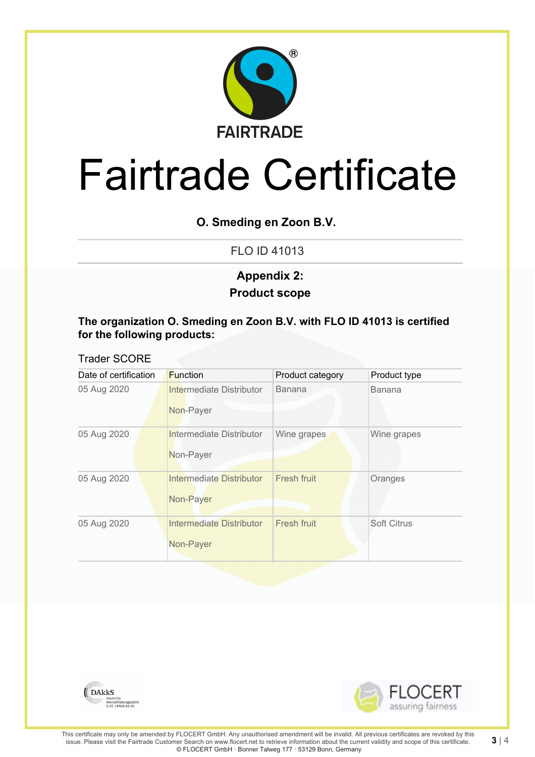FAIRTRADE

# Fairtrade Certificate

**O. Smeding en Zoon B.V.**

FLO ID 41013

## Appendix 2:
## Product scope

**The organization O. Smeding en Zoon B.V. with FLO ID 41013 is certified for the following products:**

Trader SCORE

| Date of certification | Function | Product category | Product type |
|---|---|---|---|
| 05 Aug 2020 | Intermediate Distributor<br><br>Non-Payer | Banana | Banana |
| 05 Aug 2020 | Intermediate Distributor<br><br>Non-Payer | Wine grapes | Wine grapes |
| 05 Aug 2020 | Intermediate Distributor<br><br>Non-Payer | Fresh fruit | Oranges |
| 05 Aug 2020 | Intermediate Distributor<br><br>Non-Payer | Fresh fruit | Soft Citrus |

DAkkS Deutsche Akkreditierungsstelle D-ZE-14408-01-00

FLOCERT assuring fairness

This certificate may only be amended by FLOCERT GmbH. Any unauthorised amendment will be invalid. All previous certificates are revoked by this issue. Please visit the Fairtrade Customer Search on www.flocert.net to retrieve information about the current validity and scope of this certificate.
© FLOCERT GmbH · Bonner Talweg 177 · 53129 Bonn, Germany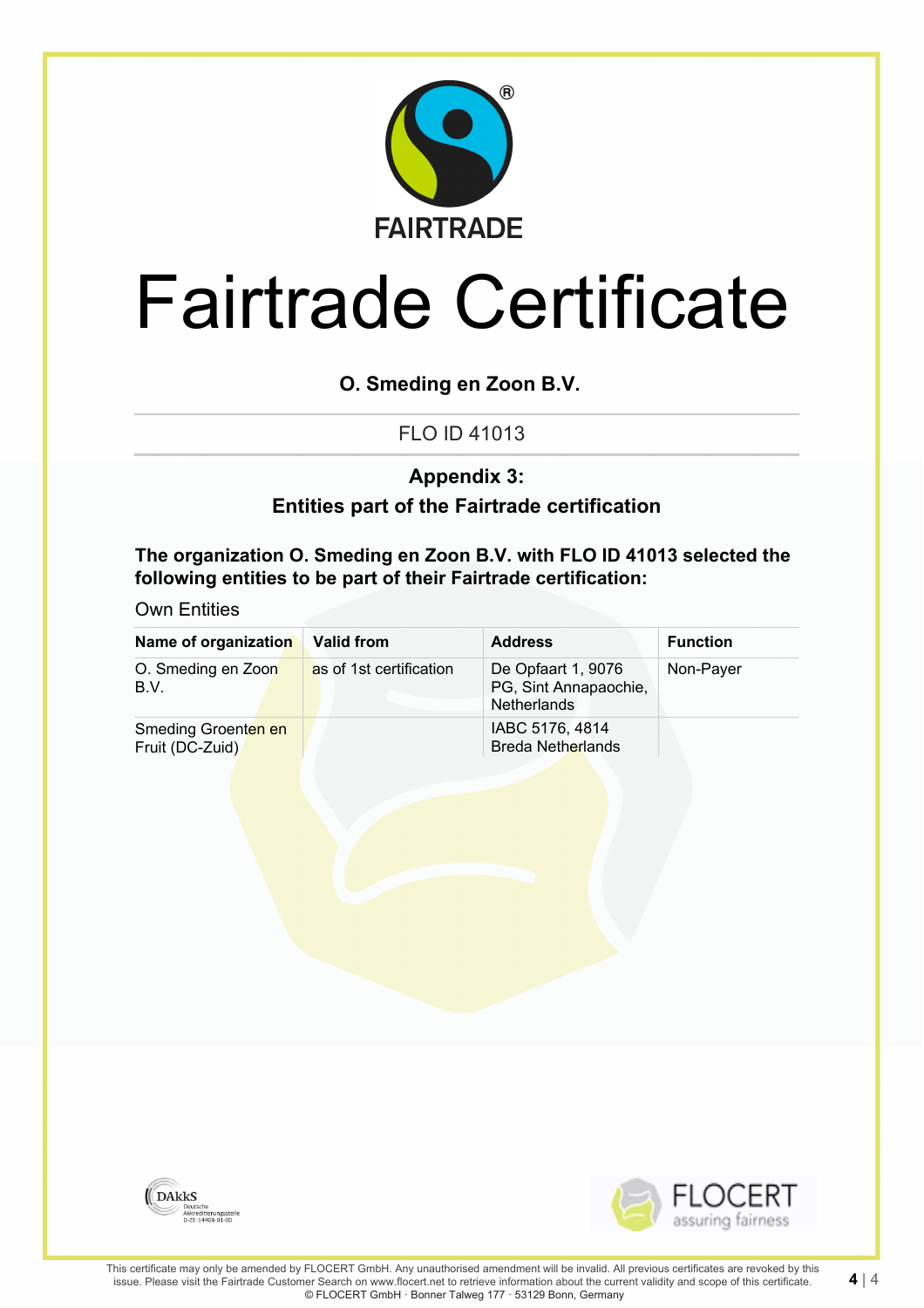FAIRTRADE

# Fairtrade Certificate

**O. Smeding en Zoon B.V.**

FLO ID 41013

## Appendix 3:
## Entities part of the Fairtrade certification

**The organization O. Smeding en Zoon B.V. with FLO ID 41013 selected the following entities to be part of their Fairtrade certification:**

Own Entities

| Name of organization | Valid from | Address | Function |
|---|---|---|---|
| O. Smeding en Zoon B.V. | as of 1st certification | De Opfaart 1, 9076 PG, Sint Annapaochie, Netherlands | Non-Payer |
| Smeding Groenten en Fruit (DC-Zuid) | | IABC 5176, 4814 Breda Netherlands | |

DAkkS Deutsche Akkreditierungsstelle D-ZE-14408-01-00

FLOCERT assuring fairness

This certificate may only be amended by FLOCERT GmbH. Any unauthorised amendment will be invalid. All previous certificates are revoked by this issue. Please visit the Fairtrade Customer Search on www.flocert.net to retrieve information about the current validity and scope of this certificate.
© FLOCERT GmbH · Bonner Talweg 177 · 53129 Bonn, Germany